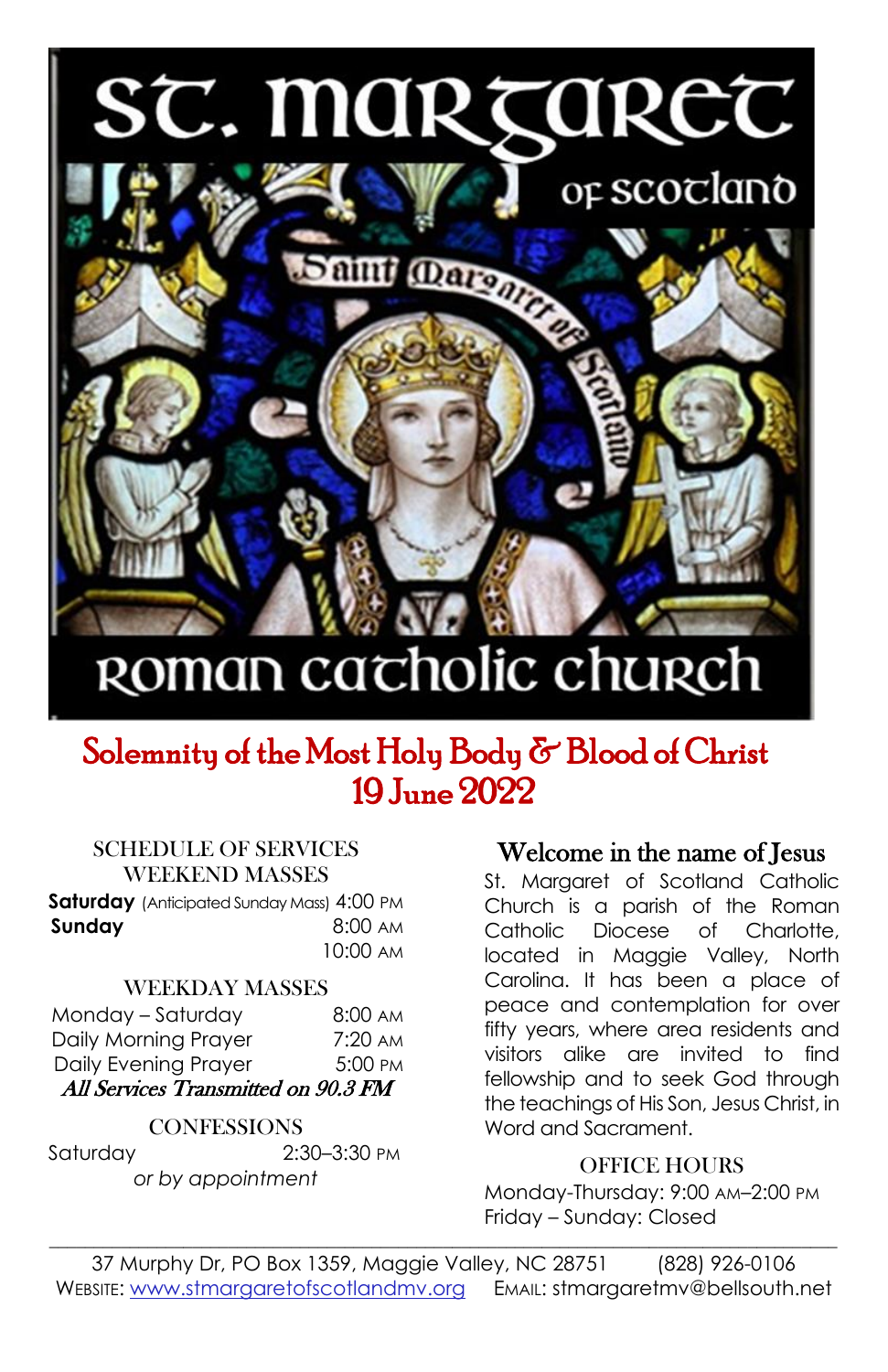# St. Margaret of Scotland

# Roman Catholic Church

## Solemnity of the Most Holy Body & Blood of Christ
## 19 June 2022

### SCHEDULE OF SERVICES

#### WEEKEND MASSES

| | |
|---|---|
| **Saturday** (Anticipated Sunday Mass) | 4:00 PM |
| **Sunday** | 8:00 AM |
| | 10:00 AM |

#### WEEKDAY MASSES

| | |
|---|---|
| Monday – Saturday | 8:00 AM |
| Daily Morning Prayer | 7:20 AM |
| Daily Evening Prayer | 5:00 PM |

***All Services Transmitted on 90.3 FM***

#### CONFESSIONS

| | |
|---|---|
| Saturday | 2:30–3:30 PM |

*or by appointment*

### Welcome in the name of Jesus

St. Margaret of Scotland Catholic Church is a parish of the Roman Catholic Diocese of Charlotte, located in Maggie Valley, North Carolina. It has been a place of peace and contemplation for over fifty years, where area residents and visitors alike are invited to find fellowship and to seek God through the teachings of His Son, Jesus Christ, in Word and Sacrament.

#### OFFICE HOURS

Monday-Thursday: 9:00 AM–2:00 PM
Friday – Sunday: Closed

---

37 Murphy Dr, PO Box 1359, Maggie Valley, NC 28751 (828) 926-0106
WEBSITE: www.stmargaretofscotlandmv.org EMAIL: stmargaretmv@bellsouth.net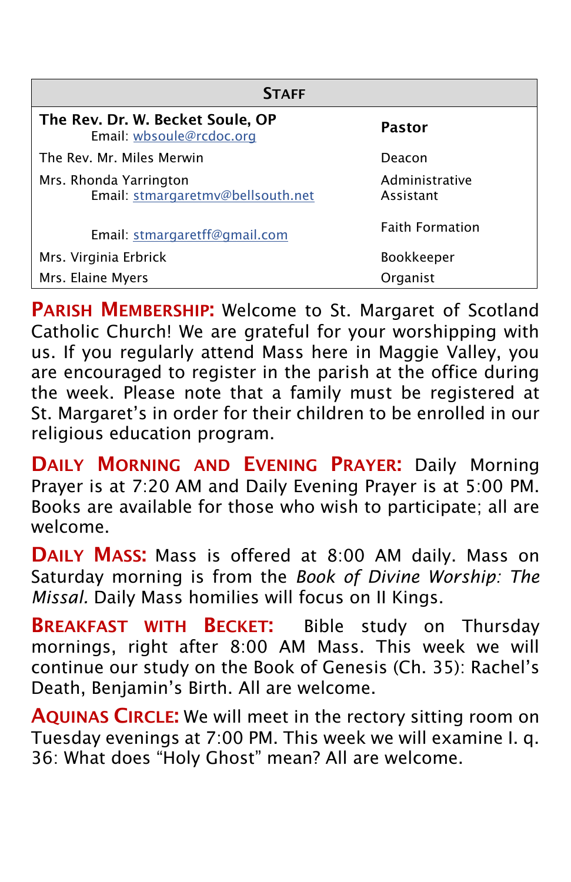| STAFF | |
|---|---|
| **The Rev. Dr. W. Becket Soule, OP**<br>Email: wbsoule@rcdoc.org | **Pastor** |
| The Rev. Mr. Miles Merwin | Deacon |
| Mrs. Rhonda Yarrington<br>Email: stmargaretmv@bellsouth.net | Administrative Assistant |
| Email: stmargaretff@gmail.com | Faith Formation |
| Mrs. Virginia Erbrick | Bookkeeper |
| Mrs. Elaine Myers | Organist |

**PARISH MEMBERSHIP:** Welcome to St. Margaret of Scotland Catholic Church! We are grateful for your worshipping with us. If you regularly attend Mass here in Maggie Valley, you are encouraged to register in the parish at the office during the week. Please note that a family must be registered at St. Margaret's in order for their children to be enrolled in our religious education program.

**DAILY MORNING AND EVENING PRAYER:** Daily Morning Prayer is at 7:20 AM and Daily Evening Prayer is at 5:00 PM. Books are available for those who wish to participate; all are welcome.

**DAILY MASS:** Mass is offered at 8:00 AM daily. Mass on Saturday morning is from the *Book of Divine Worship: The Missal.* Daily Mass homilies will focus on II Kings.

**BREAKFAST WITH BECKET:** Bible study on Thursday mornings, right after 8:00 AM Mass. This week we will continue our study on the Book of Genesis (Ch. 35): Rachel's Death, Benjamin's Birth. All are welcome.

**AQUINAS CIRCLE:** We will meet in the rectory sitting room on Tuesday evenings at 7:00 PM. This week we will examine I. q. 36: What does "Holy Ghost" mean? All are welcome.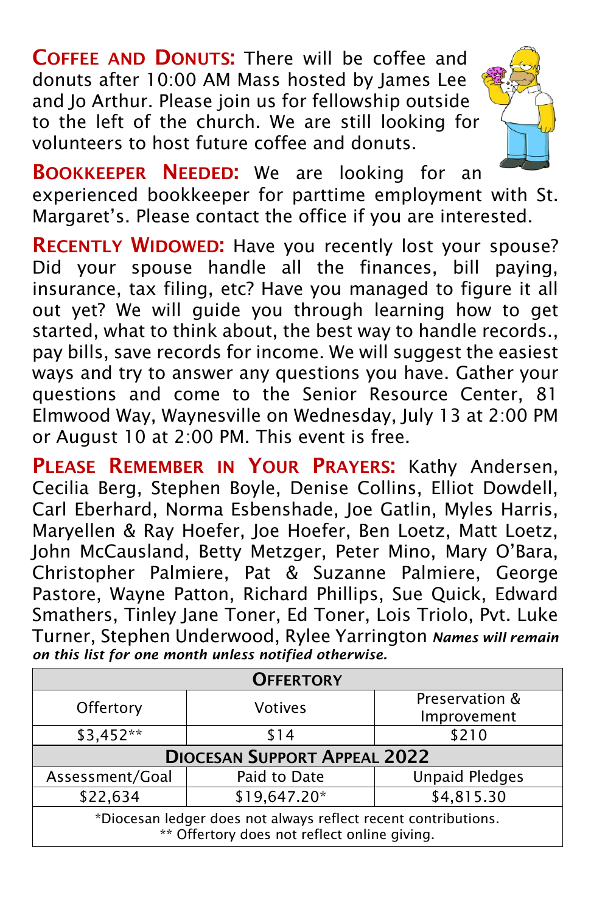**Coffee and Donuts:** There will be coffee and donuts after 10:00 AM Mass hosted by James Lee and Jo Arthur. Please join us for fellowship outside to the left of the church. We are still looking for volunteers to host future coffee and donuts.

**Bookkeeper Needed:** We are looking for an experienced bookkeeper for parttime employment with St. Margaret's. Please contact the office if you are interested.

**Recently Widowed:** Have you recently lost your spouse? Did your spouse handle all the finances, bill paying, insurance, tax filing, etc? Have you managed to figure it all out yet? We will guide you through learning how to get started, what to think about, the best way to handle records., pay bills, save records for income. We will suggest the easiest ways and try to answer any questions you have. Gather your questions and come to the Senior Resource Center, 81 Elmwood Way, Waynesville on Wednesday, July 13 at 2:00 PM or August 10 at 2:00 PM. This event is free.

**Please Remember in Your Prayers:** Kathy Andersen, Cecilia Berg, Stephen Boyle, Denise Collins, Elliot Dowdell, Carl Eberhard, Norma Esbenshade, Joe Gatlin, Myles Harris, Maryellen & Ray Hoefer, Joe Hoefer, Ben Loetz, Matt Loetz, John McCausland, Betty Metzger, Peter Mino, Mary O'Bara, Christopher Palmiere, Pat & Suzanne Palmiere, George Pastore, Wayne Patton, Richard Phillips, Sue Quick, Edward Smathers, Tinley Jane Toner, Ed Toner, Lois Triolo, Pvt. Luke Turner, Stephen Underwood, Rylee Yarrington ***Names will remain on this list for one month unless notified otherwise.***

| **Offertory** | | |
|---|---|---|
| Offertory | Votives | Preservation & Improvement |
| $3,452** | $14 | $210 |
| **Diocesan Support Appeal 2022** | | |
| Assessment/Goal | Paid to Date | Unpaid Pledges |
| $22,634 | $19,647.20* | $4,815.30 |
| *Diocesan ledger does not always reflect recent contributions. ** Offertory does not reflect online giving. | | |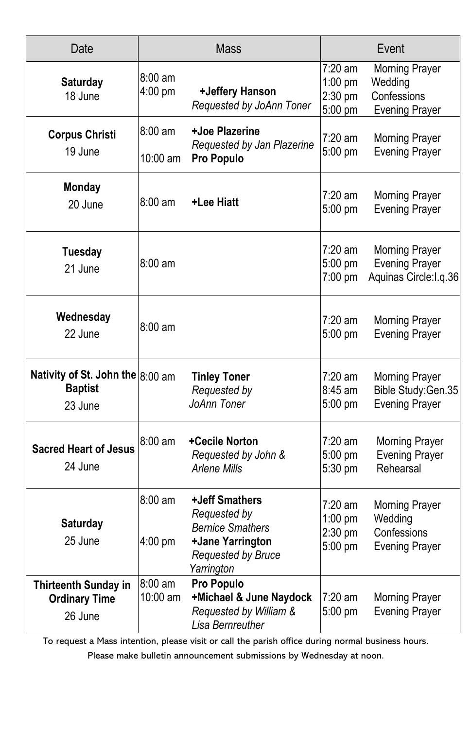| Date | Mass | Event |
|---|---|---|
| **Saturday** 18 June | 8:00 am<br>4:00 pm **+Jeffery Hanson** *Requested by JoAnn Toner* | 7:20 am Morning Prayer<br>1:00 pm Wedding<br>2:30 pm Confessions<br>5:00 pm Evening Prayer |
| **Corpus Christi** 19 June | 8:00 am **+Joe Plazerine** *Requested by Jan Plazerine*<br>10:00 am **Pro Populo** | 7:20 am Morning Prayer<br>5:00 pm Evening Prayer |
| **Monday** 20 June | 8:00 am **+Lee Hiatt** | 7:20 am Morning Prayer<br>5:00 pm Evening Prayer |
| **Tuesday** 21 June | 8:00 am | 7:20 am Morning Prayer<br>5:00 pm Evening Prayer<br>7:00 pm Aquinas Circle:I.q.36 |
| **Wednesday** 22 June | 8:00 am | 7:20 am Morning Prayer<br>5:00 pm Evening Prayer |
| **Nativity of St. John the Baptist** 23 June | 8:00 am **Tinley Toner** *Requested by JoAnn Toner* | 7:20 am Morning Prayer<br>8:45 am Bible Study:Gen.35<br>5:00 pm Evening Prayer |
| **Sacred Heart of Jesus** 24 June | 8:00 am **+Cecile Norton** *Requested by John & Arlene Mills* | 7:20 am Morning Prayer<br>5:00 pm Evening Prayer<br>5:30 pm Rehearsal |
| **Saturday** 25 June | 8:00 am **+Jeff Smathers** *Requested by Bernice Smathers*<br>4:00 pm **+Jane Yarrington** *Requested by Bruce Yarrington* | 7:20 am Morning Prayer<br>1:00 pm Wedding<br>2:30 pm Confessions<br>5:00 pm Evening Prayer |
| **Thirteenth Sunday in Ordinary Time** 26 June | 8:00 am **Pro Populo**<br>10:00 am **+Michael & June Naydock** *Requested by William & Lisa Bernreuther* | 7:20 am Morning Prayer<br>5:00 pm Evening Prayer |

To request a Mass intention, please visit or call the parish office during normal business hours.

Please make bulletin announcement submissions by Wednesday at noon.